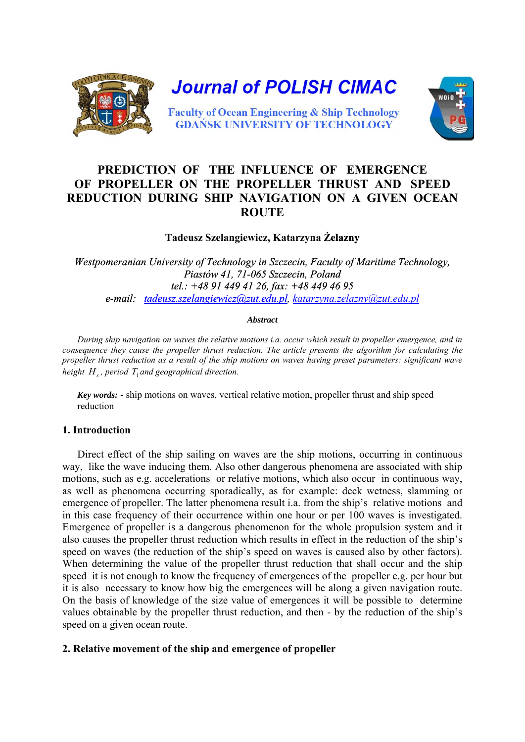# Journal of POLISH CIMAC

Faculty of Ocean Engineering & Ship Technology
GDAŃSK UNIVERSITY OF TECHNOLOGY

## PREDICTION OF THE INFLUENCE OF EMERGENCE OF PROPELLER ON THE PROPELLER THRUST AND SPEED REDUCTION DURING SHIP NAVIGATION ON A GIVEN OCEAN ROUTE

**Tadeusz Szelangiewicz, Katarzyna Żelazny**

*Westpomeranian University of Technology in Szczecin, Faculty of Maritime Technology,*
*Piastów 41, 71-065 Szczecin, Poland*
*tel.: +48 91 449 41 26, fax: +48 449 46 95*
*e-mail: tadeusz.szelangiewicz@zut.edu.pl, katarzyna.zelazny@zut.edu.pl*

***Abstract***

*During ship navigation on waves the relative motions i.a. occur which result in propeller emergence, and in consequence they cause the propeller thrust reduction. The article presents the algorithm for calculating the propeller thrust reduction as a result of the ship motions on waves having preset parameters: significant wave height* $H_s$*, period* $T_1$ *and geographical direction.*

***Key words:*** - ship motions on waves, vertical relative motion, propeller thrust and ship speed reduction

### 1. Introduction

Direct effect of the ship sailing on waves are the ship motions, occurring in continuous way, like the wave inducing them. Also other dangerous phenomena are associated with ship motions, such as e.g. accelerations or relative motions, which also occur in continuous way, as well as phenomena occurring sporadically, as for example: deck wetness, slamming or emergence of propeller. The latter phenomena result i.a. from the ship's relative motions and in this case frequency of their occurrence within one hour or per 100 waves is investigated. Emergence of propeller is a dangerous phenomenon for the whole propulsion system and it also causes the propeller thrust reduction which results in effect in the reduction of the ship's speed on waves (the reduction of the ship's speed on waves is caused also by other factors). When determining the value of the propeller thrust reduction that shall occur and the ship speed it is not enough to know the frequency of emergences of the propeller e.g. per hour but it is also necessary to know how big the emergences will be along a given navigation route. On the basis of knowledge of the size value of emergences it will be possible to determine values obtainable by the propeller thrust reduction, and then - by the reduction of the ship's speed on a given ocean route.

### 2. Relative movement of the ship and emergence of propeller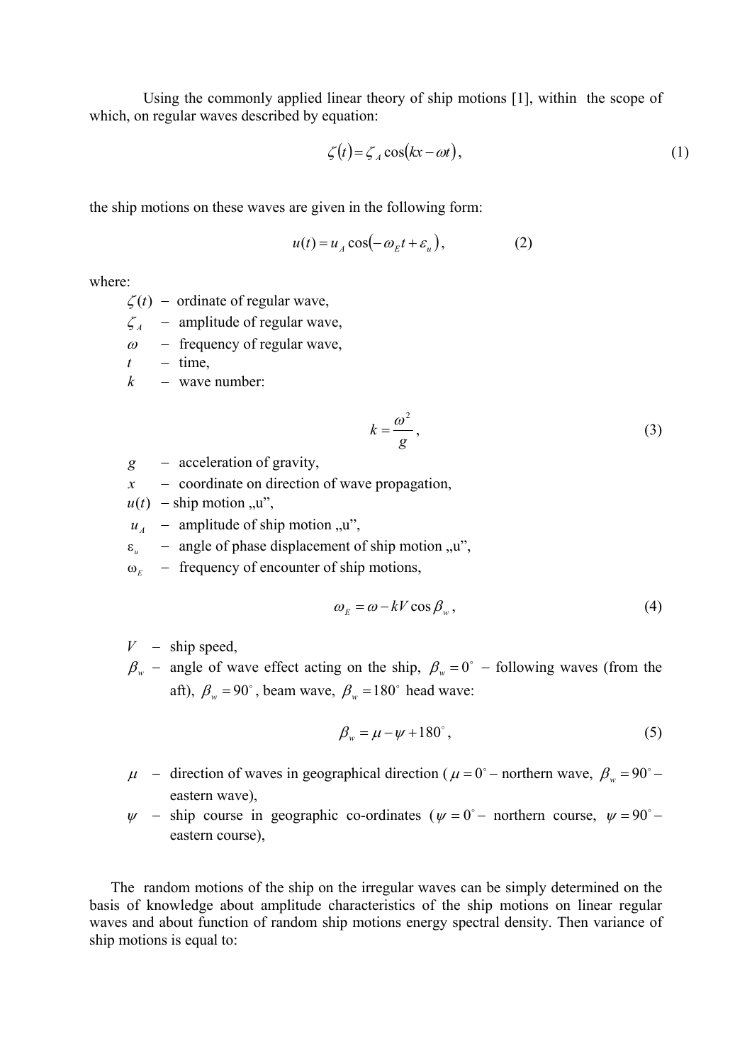Using the commonly applied linear theory of ship motions [1], within the scope of which, on regular waves described by equation:

$$\zeta(t) = \zeta_A \cos(kx - \omega t), \tag{1}$$

the ship motions on these waves are given in the following form:

$$u(t) = u_A \cos(-\omega_E t + \varepsilon_u), \tag{2}$$

where:

- $\zeta(t)$ – ordinate of regular wave,
- $\zeta_A$ – amplitude of regular wave,
- $\omega$ – frequency of regular wave,
- $t$ – time,
- $k$ – wave number:

$$k = \frac{\omega^2}{g}, \tag{3}$$

- $g$ – acceleration of gravity,
- $x$ – coordinate on direction of wave propagation,
- $u(t)$ – ship motion „u",
- $u_A$ – amplitude of ship motion „u",
- $\varepsilon_u$ – angle of phase displacement of ship motion „u",
- $\omega_E$ – frequency of encounter of ship motions,

$$\omega_E = \omega - kV\cos\beta_w, \tag{4}$$

- $V$ – ship speed,
- $\beta_w$ – angle of wave effect acting on the ship, $\beta_w = 0^\circ$ – following waves (from the aft), $\beta_w = 90^\circ$, beam wave, $\beta_w = 180^\circ$ head wave:

$$\beta_w = \mu - \psi + 180^\circ, \tag{5}$$

- $\mu$ – direction of waves in geographical direction ($\mu = 0^\circ$ – northern wave, $\beta_w = 90^\circ$ – eastern wave),
- $\psi$ – ship course in geographic co-ordinates ($\psi = 0^\circ$ – northern course, $\psi = 90^\circ$ – eastern course),

The random motions of the ship on the irregular waves can be simply determined on the basis of knowledge about amplitude characteristics of the ship motions on linear regular waves and about function of random ship motions energy spectral density. Then variance of ship motions is equal to: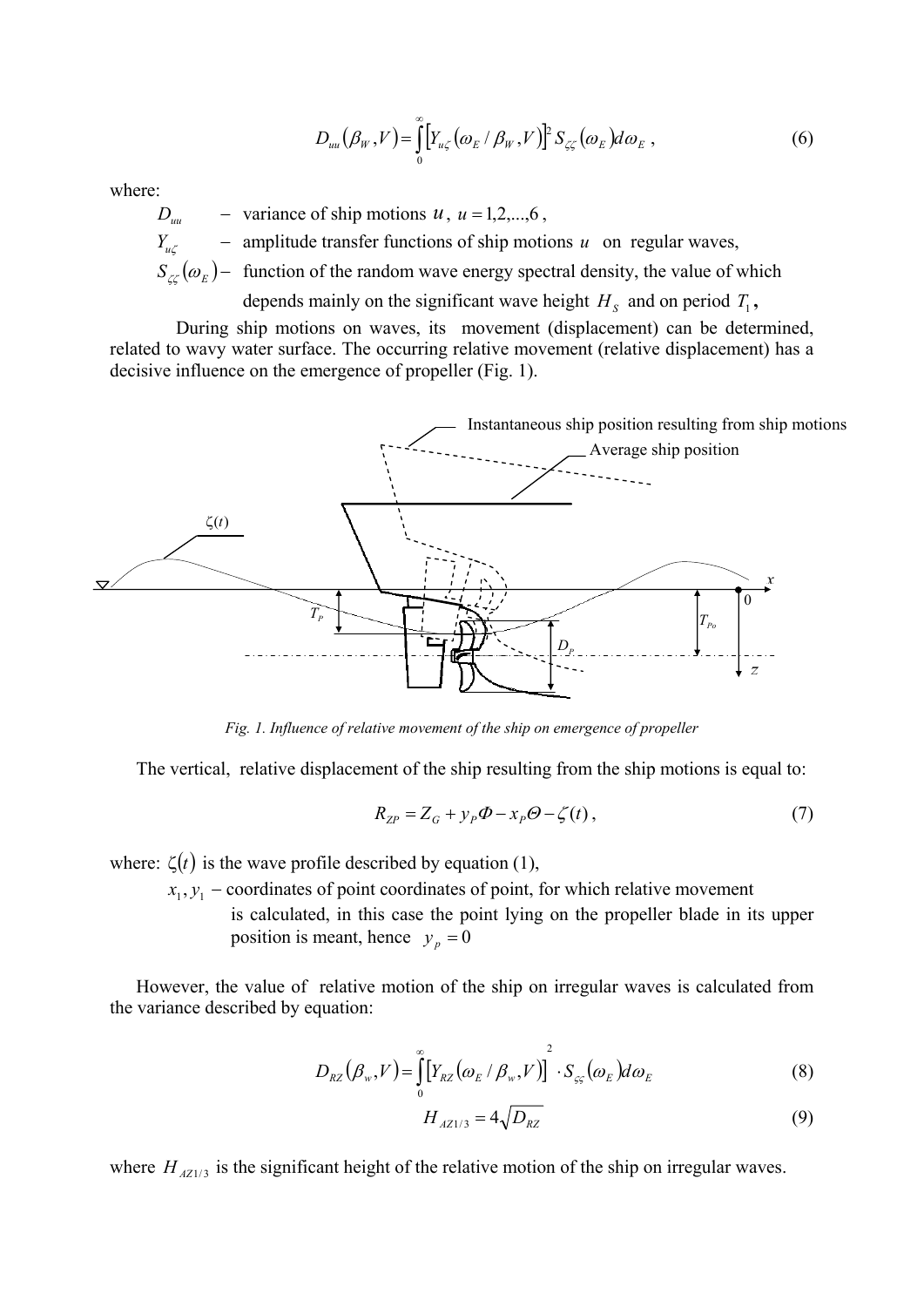$$D_{uu}(\beta_W, V) = \int_0^\infty \left[Y_{u\zeta}(\omega_E / \beta_W, V)\right]^2 S_{\zeta\zeta}(\omega_E) d\omega_E \, , \tag{6}$$

where:

- $D_{uu}$ – variance of ship motions $u$, $u = 1,2,...,6$,
- $Y_{u\zeta}$ – amplitude transfer functions of ship motions $u$ on regular waves,
- $S_{\zeta\zeta}(\omega_E)$ – function of the random wave energy spectral density, the value of which depends mainly on the significant wave height $H_S$ and on period $T_1$,

During ship motions on waves, its movement (displacement) can be determined, related to wavy water surface. The occurring relative movement (relative displacement) has a decisive influence on the emergence of propeller (Fig. 1).

*Fig. 1. Influence of relative movement of the ship on emergence of propeller*

The vertical, relative displacement of the ship resulting from the ship motions is equal to:

$$R_{ZP} = Z_G + y_P \Phi - x_P \Theta - \zeta(t) \, , \tag{7}$$

where: $\zeta(t)$ is the wave profile described by equation (1),

$x_1, y_1$ – coordinates of point coordinates of point, for which relative movement is calculated, in this case the point lying on the propeller blade in its upper position is meant, hence $y_p = 0$

However, the value of relative motion of the ship on irregular waves is calculated from the variance described by equation:

$$D_{RZ}(\beta_w, V) = \int_0^\infty \left[Y_{RZ}(\omega_E / \beta_w, V)\right]^2 \cdot S_{\zeta\zeta}(\omega_E) d\omega_E \tag{8}$$

$$H_{AZ1/3} = 4\sqrt{D_{RZ}} \tag{9}$$

where $H_{AZ1/3}$ is the significant height of the relative motion of the ship on irregular waves.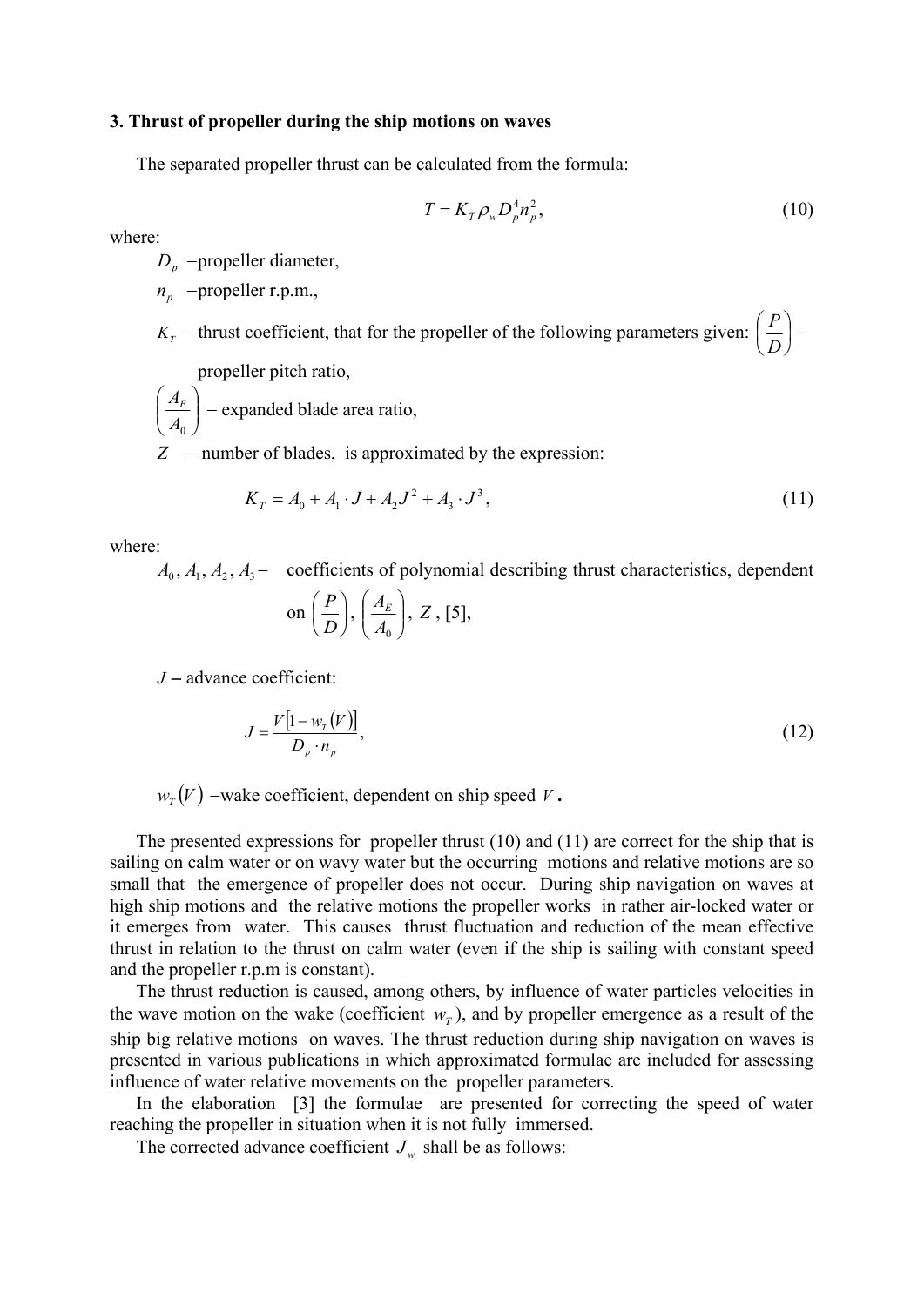## 3. Thrust of propeller during the ship motions on waves

The separated propeller thrust can be calculated from the formula:

$$T = K_T \rho_w D_p^4 n_p^2, \tag{10}$$

where:

$D_p$ – propeller diameter,

$n_p$ – propeller r.p.m.,

$K_T$ – thrust coefficient, that for the propeller of the following parameters given: $\left(\frac{P}{D}\right)$ – propeller pitch ratio,

$\left(\frac{A_E}{A_0}\right)$ – expanded blade area ratio,

$Z$ – number of blades, is approximated by the expression:

$$K_T = A_0 + A_1 \cdot J + A_2 J^2 + A_3 \cdot J^3, \tag{11}$$

where:

$A_0, A_1, A_2, A_3$ – coefficients of polynomial describing thrust characteristics, dependent on $\left(\frac{P}{D}\right)$, $\left(\frac{A_E}{A_0}\right)$, $Z$, [5],

$J$ – advance coefficient:

$$J = \frac{V\left[1 - w_T(V)\right]}{D_p \cdot n_p}, \tag{12}$$

$w_T(V)$ – wake coefficient, dependent on ship speed $V$.

The presented expressions for propeller thrust (10) and (11) are correct for the ship that is sailing on calm water or on wavy water but the occurring motions and relative motions are so small that the emergence of propeller does not occur. During ship navigation on waves at high ship motions and the relative motions the propeller works in rather air-locked water or it emerges from water. This causes thrust fluctuation and reduction of the mean effective thrust in relation to the thrust on calm water (even if the ship is sailing with constant speed and the propeller r.p.m is constant).

The thrust reduction is caused, among others, by influence of water particles velocities in the wave motion on the wake (coefficient $w_T$), and by propeller emergence as a result of the ship big relative motions on waves. The thrust reduction during ship navigation on waves is presented in various publications in which approximated formulae are included for assessing influence of water relative movements on the propeller parameters.

In the elaboration [3] the formulae are presented for correcting the speed of water reaching the propeller in situation when it is not fully immersed.

The corrected advance coefficient $J_w$ shall be as follows: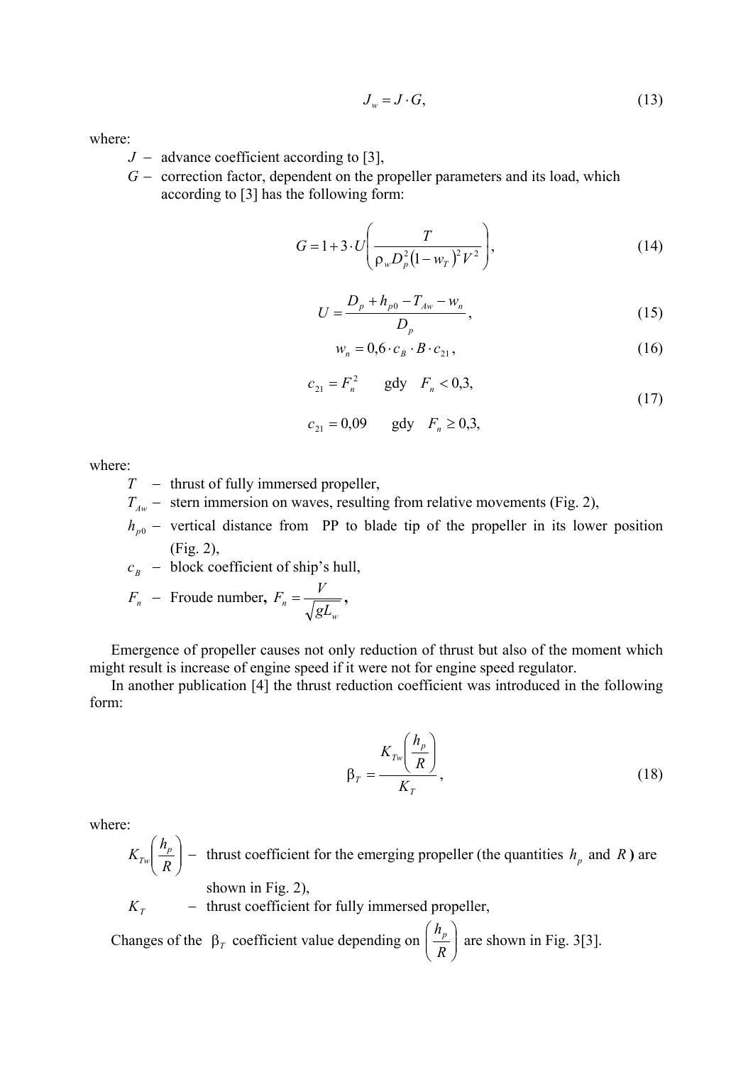$$J_w = J \cdot G, \tag{13}$$

where:

- $J$ – advance coefficient according to [3],
- $G$ – correction factor, dependent on the propeller parameters and its load, which according to [3] has the following form:

$$G = 1 + 3 \cdot U \left( \frac{T}{\rho_w D_p^2 (1 - w_T)^2 V^2} \right), \tag{14}$$

$$U = \frac{D_p + h_{p0} - T_{Aw} - w_n}{D_p}, \tag{15}$$

$$w_n = 0{,}6 \cdot c_B \cdot B \cdot c_{21}, \tag{16}$$

$$c_{21} = F_n^2 \qquad \text{gdy} \quad F_n < 0{,}3,$$
$$c_{21} = 0{,}09 \qquad \text{gdy} \quad F_n \geq 0{,}3, \tag{17}$$

where:

- $T$ – thrust of fully immersed propeller,
- $T_{Aw}$ – stern immersion on waves, resulting from relative movements (Fig. 2),
- $h_{p0}$ – vertical distance from PP to blade tip of the propeller in its lower position (Fig. 2),
- $c_B$ – block coefficient of ship's hull,
- $F_n$ – Froude number, $F_n = \frac{V}{\sqrt{gL_w}}$,

Emergence of propeller causes not only reduction of thrust but also of the moment which might result is increase of engine speed if it were not for engine speed regulator.

In another publication [4] the thrust reduction coefficient was introduced in the following form:

$$\beta_T = \frac{K_{Tw}\left(\frac{h_p}{R}\right)}{K_T}, \tag{18}$$

where:

- $K_{Tw}\left(\frac{h_p}{R}\right)$ – thrust coefficient for the emerging propeller (the quantities $h_p$ and $R$) are shown in Fig. 2),
- $K_T$ – thrust coefficient for fully immersed propeller,

Changes of the $\beta_T$ coefficient value depending on $\left(\frac{h_p}{R}\right)$ are shown in Fig. 3[3].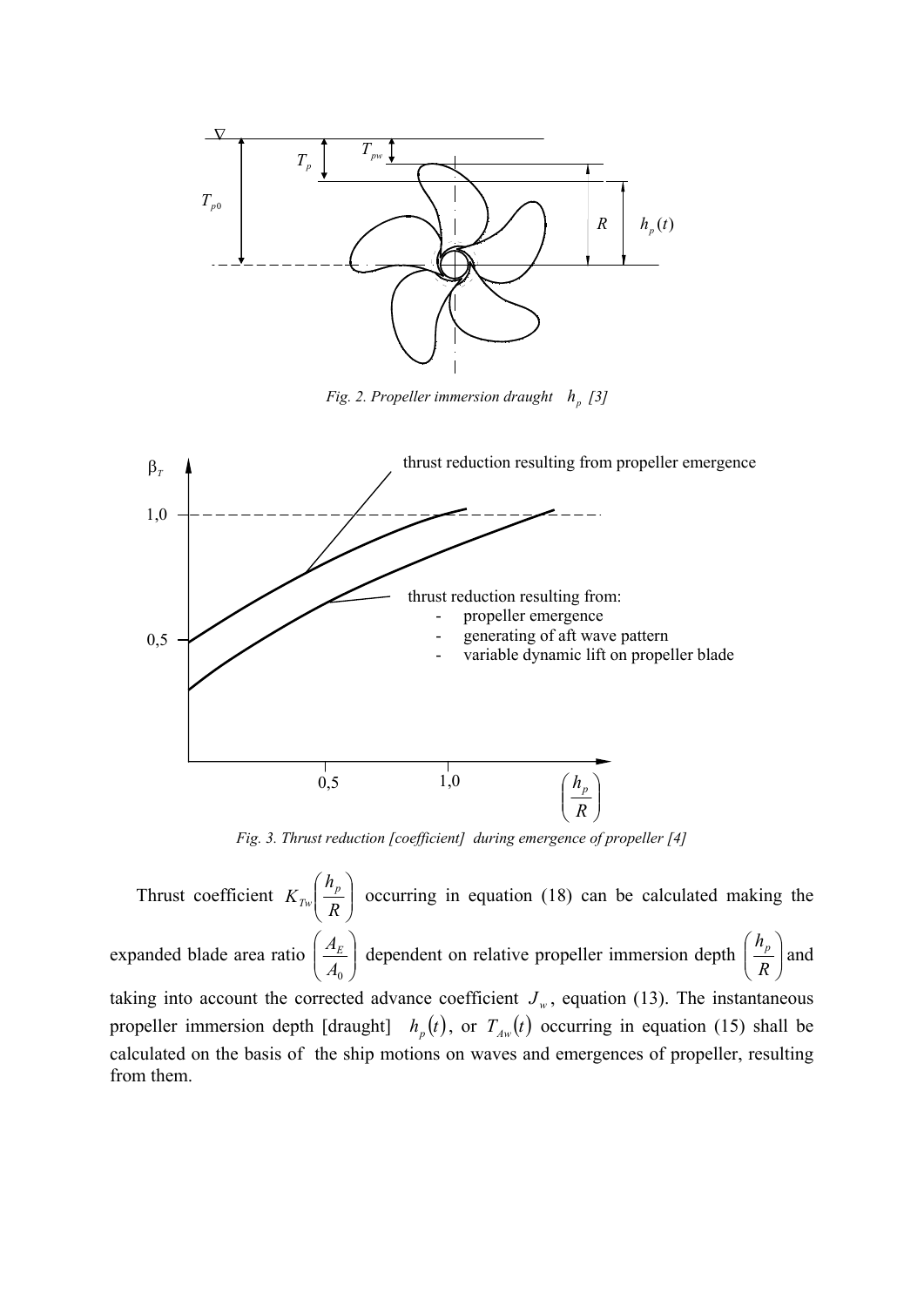Fig. 2. Propeller immersion draught $h_p$ [3]

Fig. 3. Thrust reduction [coefficient] during emergence of propeller [4]

Thrust coefficient $K_{Tw}\left(\frac{h_p}{R}\right)$ occurring in equation (18) can be calculated making the expanded blade area ratio $\left(\frac{A_E}{A_0}\right)$ dependent on relative propeller immersion depth $\left(\frac{h_p}{R}\right)$ and taking into account the corrected advance coefficient $J_w$, equation (13). The instantaneous propeller immersion depth [draught] $h_p(t)$, or $T_{Aw}(t)$ occurring in equation (15) shall be calculated on the basis of the ship motions on waves and emergences of propeller, resulting from them.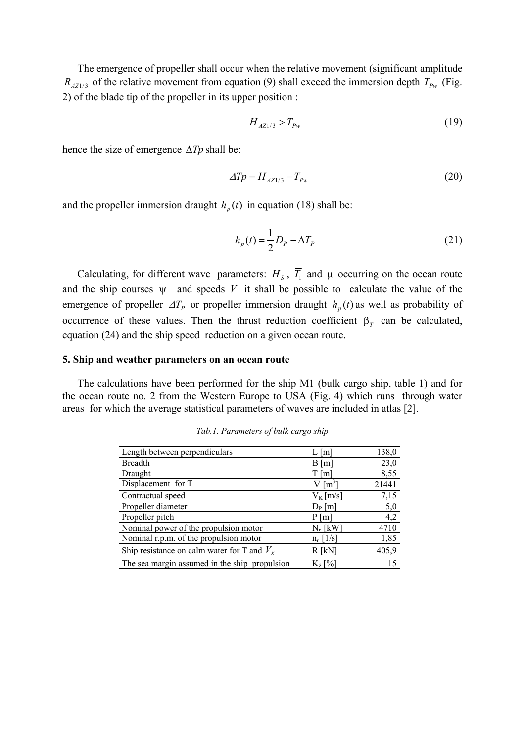The emergence of propeller shall occur when the relative movement (significant amplitude $R_{AZ1/3}$ of the relative movement from equation (9) shall exceed the immersion depth $T_{Pw}$ (Fig. 2) of the blade tip of the propeller in its upper position :

$$H_{AZ1/3} > T_{Pw} \tag{19}$$

hence the size of emergence $\Delta Tp$ shall be:

$$\Delta Tp = H_{AZ1/3} - T_{Pw} \tag{20}$$

and the propeller immersion draught $h_p(t)$ in equation (18) shall be:

$$h_p(t) = \frac{1}{2} D_P - \Delta T_P \tag{21}$$

Calculating, for different wave parameters: $H_S$, $\overline{T_1}$ and $\mu$ occurring on the ocean route and the ship courses $\psi$ and speeds $V$ it shall be possible to calculate the value of the emergence of propeller $\Delta T_P$ or propeller immersion draught $h_p(t)$ as well as probability of occurrence of these values. Then the thrust reduction coefficient $\beta_T$ can be calculated, equation (24) and the ship speed reduction on a given ocean route.

## 5. Ship and weather parameters on an ocean route

The calculations have been performed for the ship M1 (bulk cargo ship, table 1) and for the ocean route no. 2 from the Western Europe to USA (Fig. 4) which runs through water areas for which the average statistical parameters of waves are included in atlas [2].

*Tab.1. Parameters of bulk cargo ship*

| Parameter | Symbol [unit] | Value |
|---|---|---|
| Length between perpendiculars | L [m] | 138,0 |
| Breadth | B [m] | 23,0 |
| Draught | T [m] | 8,55 |
| Displacement for T | $\nabla$ [m$^3$] | 21441 |
| Contractual speed | $V_K$ [m/s] | 7,15 |
| Propeller diameter | $D_P$ [m] | 5,0 |
| Propeller pitch | P [m] | 4,2 |
| Nominal power of the propulsion motor | $N_n$ [kW] | 4710 |
| Nominal r.p.m. of the propulsion motor | $n_n$ [1/s] | 1,85 |
| Ship resistance on calm water for T and $V_K$ | R [kN] | 405,9 |
| The sea margin assumed in the ship propulsion | $K_ż$ [%] | 15 |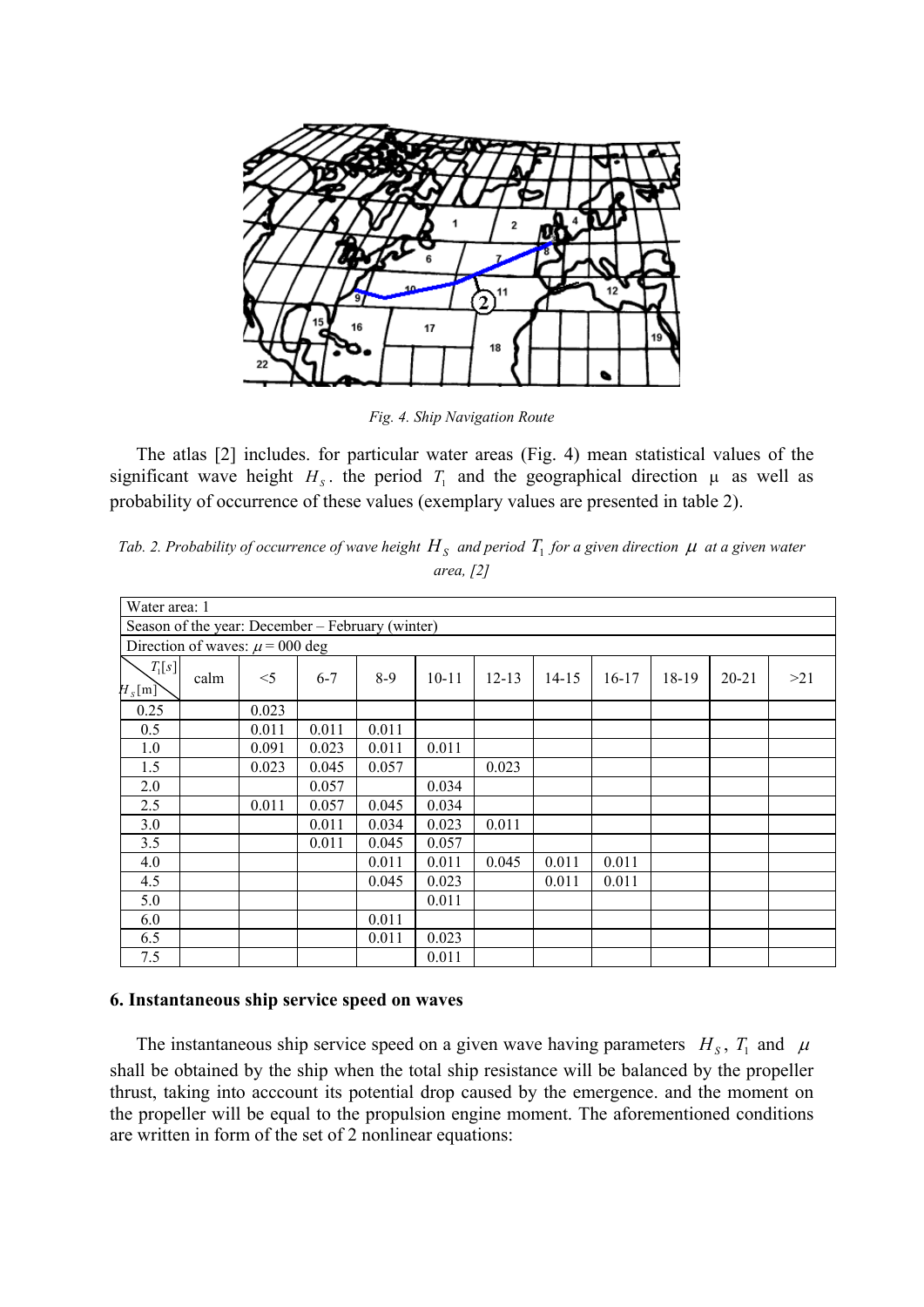Fig. 4. Ship Navigation Route

The atlas [2] includes. for particular water areas (Fig. 4) mean statistical values of the significant wave height $H_S$. the period $T_1$ and the geographical direction $\mu$ as well as probability of occurrence of these values (exemplary values are presented in table 2).

*Tab. 2. Probability of occurrence of wave height $H_S$ and period $T_1$ for a given direction $\mu$ at a given water area, [2]*

Water area: 1

Season of the year: December – February (winter)

Direction of waves: $\mu$ = 000 deg

| $H_S$[m] \ $T_1$[s] | calm | <5 | 6-7 | 8-9 | 10-11 | 12-13 | 14-15 | 16-17 | 18-19 | 20-21 | >21 |
|---|---|---|---|---|---|---|---|---|---|---|---|
| 0.25 | | 0.023 | | | | | | | | | |
| 0.5 | | 0.011 | 0.011 | 0.011 | | | | | | | |
| 1.0 | | 0.091 | 0.023 | 0.011 | 0.011 | | | | | | |
| 1.5 | | 0.023 | 0.045 | 0.057 | | 0.023 | | | | | |
| 2.0 | | | 0.057 | | 0.034 | | | | | | |
| 2.5 | | 0.011 | 0.057 | 0.045 | 0.034 | | | | | | |
| 3.0 | | | 0.011 | 0.034 | 0.023 | 0.011 | | | | | |
| 3.5 | | | 0.011 | 0.045 | 0.057 | | | | | | |
| 4.0 | | | | 0.011 | 0.011 | 0.045 | 0.011 | 0.011 | | | |
| 4.5 | | | | 0.045 | 0.023 | | 0.011 | 0.011 | | | |
| 5.0 | | | | | 0.011 | | | | | | |
| 6.0 | | | | 0.011 | | | | | | | |
| 6.5 | | | | 0.011 | 0.023 | | | | | | |
| 7.5 | | | | | 0.011 | | | | | | |

### 6. Instantaneous ship service speed on waves

The instantaneous ship service speed on a given wave having parameters $H_S$, $T_1$ and $\mu$ shall be obtained by the ship when the total ship resistance will be balanced by the propeller thrust, taking into acccount its potential drop caused by the emergence. and the moment on the propeller will be equal to the propulsion engine moment. The aforementioned conditions are written in form of the set of 2 nonlinear equations: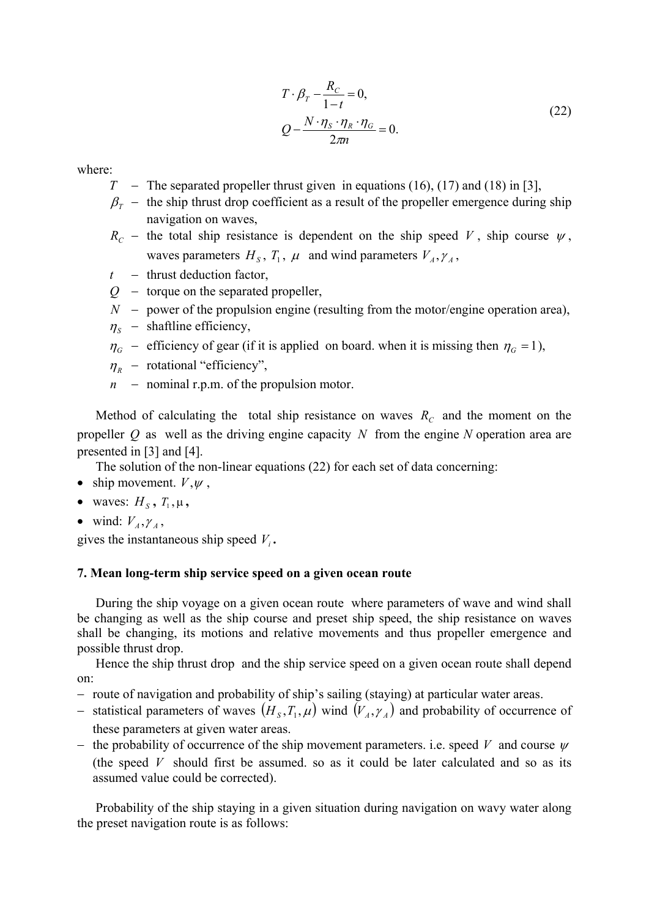$$T \cdot \beta_T - \frac{R_C}{1-t} = 0,$$
$$Q - \frac{N \cdot \eta_S \cdot \eta_R \cdot \eta_G}{2\pi n} = 0. \tag{22}$$

where:

- $T$ – The separated propeller thrust given in equations (16), (17) and (18) in [3],
- $\beta_T$ – the ship thrust drop coefficient as a result of the propeller emergence during ship navigation on waves,
- $R_C$ – the total ship resistance is dependent on the ship speed $V$, ship course $\psi$, waves parameters $H_S$, $T_1$, $\mu$ and wind parameters $V_A, \gamma_A$,
- $t$ – thrust deduction factor,
- $Q$ – torque on the separated propeller,
- $N$ – power of the propulsion engine (resulting from the motor/engine operation area),
- $\eta_S$ – shaftline efficiency,
- $\eta_G$ – efficiency of gear (if it is applied on board. when it is missing then $\eta_G = 1$),
- $\eta_R$ – rotational "efficiency",
- $n$ – nominal r.p.m. of the propulsion motor.

Method of calculating the total ship resistance on waves $R_C$ and the moment on the propeller $Q$ as well as the driving engine capacity $N$ from the engine $N$ operation area are presented in [3] and [4].

The solution of the non-linear equations (22) for each set of data concerning:

- ship movement. $V, \psi$,
- waves: $H_S$, $T_1, \mu$,
- wind: $V_A, \gamma_A$,

gives the instantaneous ship speed $V_i$.

## 7. Mean long-term ship service speed on a given ocean route

During the ship voyage on a given ocean route where parameters of wave and wind shall be changing as well as the ship course and preset ship speed, the ship resistance on waves shall be changing, its motions and relative movements and thus propeller emergence and possible thrust drop.

Hence the ship thrust drop and the ship service speed on a given ocean route shall depend on:

- route of navigation and probability of ship's sailing (staying) at particular water areas.
- statistical parameters of waves $(H_S, T_1, \mu)$ wind $(V_A, \gamma_A)$ and probability of occurrence of these parameters at given water areas.
- the probability of occurrence of the ship movement parameters. i.e. speed $V$ and course $\psi$ (the speed $V$ should first be assumed. so as it could be later calculated and so as its assumed value could be corrected).

Probability of the ship staying in a given situation during navigation on wavy water along the preset navigation route is as follows: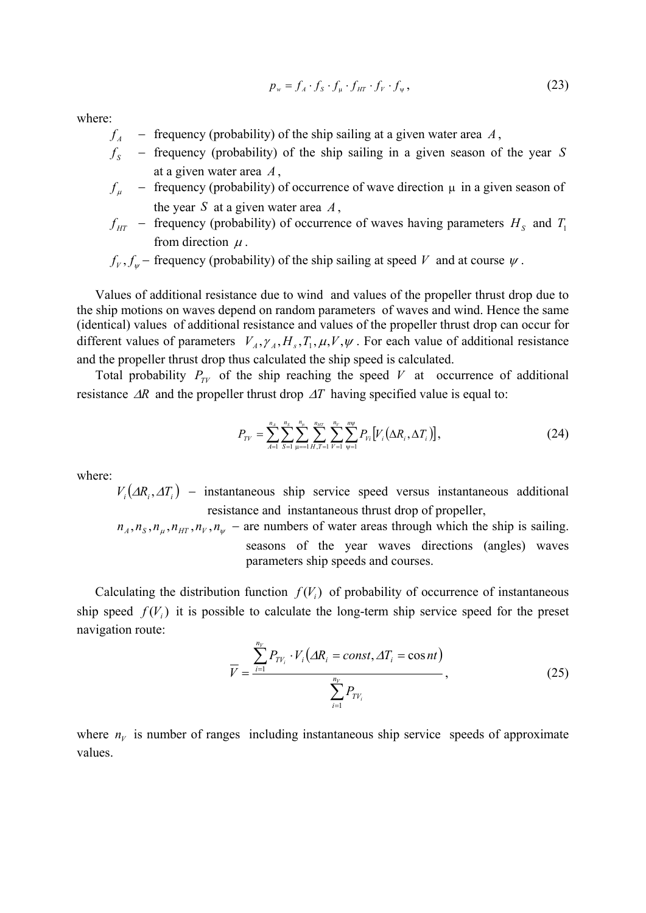$$p_w = f_A \cdot f_S \cdot f_\mu \cdot f_{HT} \cdot f_V \cdot f_\psi \,, \tag{23}$$

where:

- $f_A$ – frequency (probability) of the ship sailing at a given water area $A$,
- $f_S$ – frequency (probability) of the ship sailing in a given season of the year $S$ at a given water area $A$,
- $f_\mu$ – frequency (probability) of occurrence of wave direction $\mu$ in a given season of the year $S$ at a given water area $A$,
- $f_{HT}$ – frequency (probability) of occurrence of waves having parameters $H_S$ and $T_1$ from direction $\mu$.
- $f_V, f_\psi$ – frequency (probability) of the ship sailing at speed $V$ and at course $\psi$.

Values of additional resistance due to wind and values of the propeller thrust drop due to the ship motions on waves depend on random parameters of waves and wind. Hence the same (identical) values of additional resistance and values of the propeller thrust drop can occur for different values of parameters $V_A, \gamma_A, H_s, T_1, \mu, V, \psi$. For each value of additional resistance and the propeller thrust drop thus calculated the ship speed is calculated.

Total probability $P_{TV}$ of the ship reaching the speed $V$ at occurrence of additional resistance $\Delta R$ and the propeller thrust drop $\Delta T$ having specified value is equal to:

$$P_{TV} = \sum_{A=1}^{n_A} \sum_{S=1}^{n_S} \sum_{\mu==1}^{n_\mu} \sum_{H,T=1}^{n_{HT}} \sum_{V=1}^{n_V} \sum_{\psi=1}^{n\psi} P_{Vi} \left[ V_i \left( \Delta R_i, \Delta T_i \right) \right], \tag{24}$$

where:

- $V_i(\Delta R_i, \Delta T_i)$ – instantaneous ship service speed versus instantaneous additional resistance and instantaneous thrust drop of propeller,
- $n_A, n_S, n_\mu, n_{HT}, n_V, n_\psi$ – are numbers of water areas through which the ship is sailing. seasons of the year waves directions (angles) waves parameters ship speeds and courses.

Calculating the distribution function $f(V_i)$ of probability of occurrence of instantaneous ship speed $f(V_i)$ it is possible to calculate the long-term ship service speed for the preset navigation route:

$$\overline{V} = \frac{\sum_{i=1}^{n_V} P_{TV_i} \cdot V_i \left( \Delta R_i = const, \Delta T_i = \cos nt \right)}{\sum_{i=1}^{n_V} P_{TV_i}}, \tag{25}$$

where $n_V$ is number of ranges including instantaneous ship service speeds of approximate values.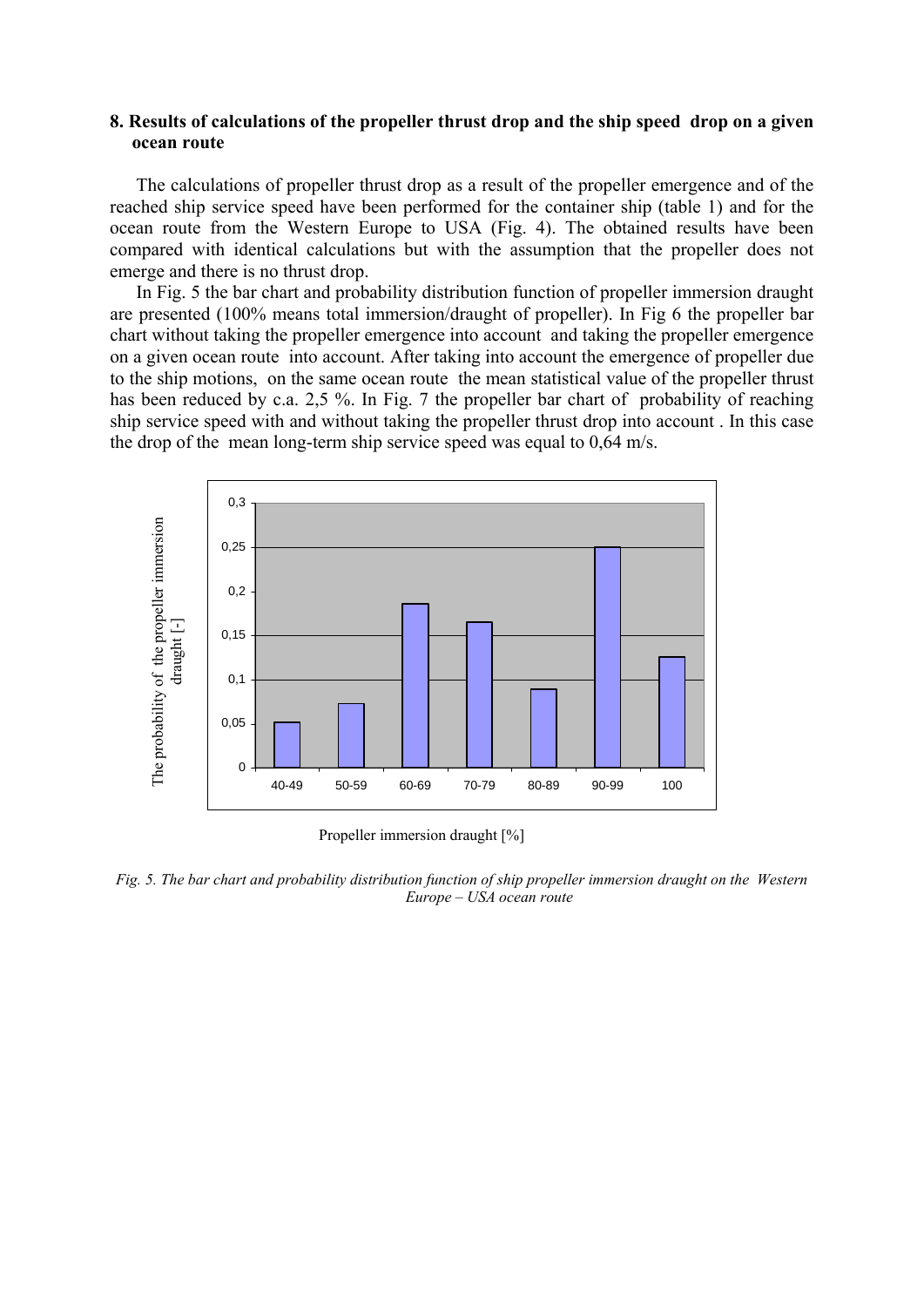## 8. Results of calculations of the propeller thrust drop and the ship speed drop on a given ocean route

The calculations of propeller thrust drop as a result of the propeller emergence and of the reached ship service speed have been performed for the container ship (table 1) and for the ocean route from the Western Europe to USA (Fig. 4). The obtained results have been compared with identical calculations but with the assumption that the propeller does not emerge and there is no thrust drop.

In Fig. 5 the bar chart and probability distribution function of propeller immersion draught are presented (100% means total immersion/draught of propeller). In Fig 6 the propeller bar chart without taking the propeller emergence into account and taking the propeller emergence on a given ocean route into account. After taking into account the emergence of propeller due to the ship motions, on the same ocean route the mean statistical value of the propeller thrust has been reduced by c.a. 2,5 %. In Fig. 7 the propeller bar chart of probability of reaching ship service speed with and without taking the propeller thrust drop into account . In this case the drop of the mean long-term ship service speed was equal to 0,64 m/s.

| Propeller immersion draught [%] | The probability of the propeller immersion draught [-] |
|---|---|
| 40-49 | ~0,05 |
| 50-59 | ~0,07 |
| 60-69 | ~0,185 |
| 70-79 | ~0,165 |
| 80-89 | ~0,09 |
| 90-99 | ~0,25 |
| 100 | ~0,125 |

*Fig. 5. The bar chart and probability distribution function of ship propeller immersion draught on the Western Europe – USA ocean route*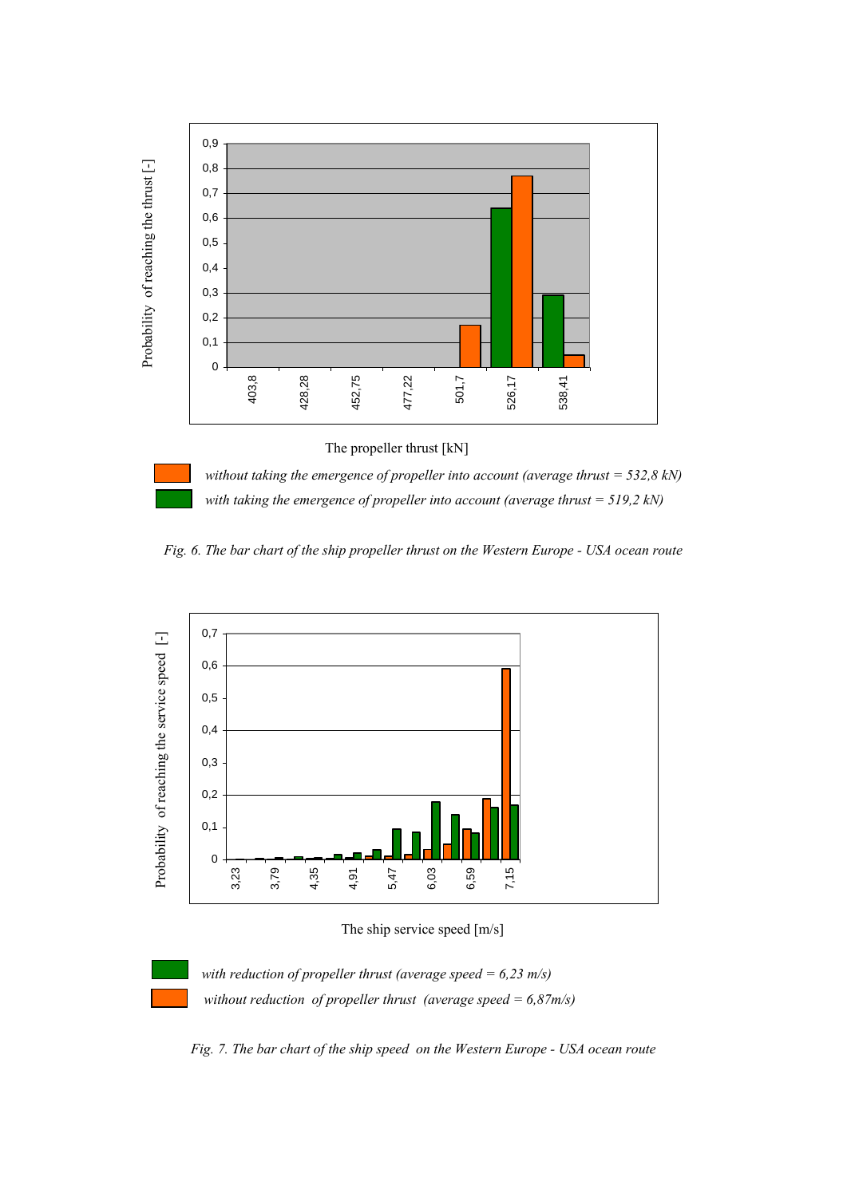*Fig. 6. The bar chart of the ship propeller thrust on the Western Europe - USA ocean route*

*Fig. 7. The bar chart of the ship speed on the Western Europe - USA ocean route*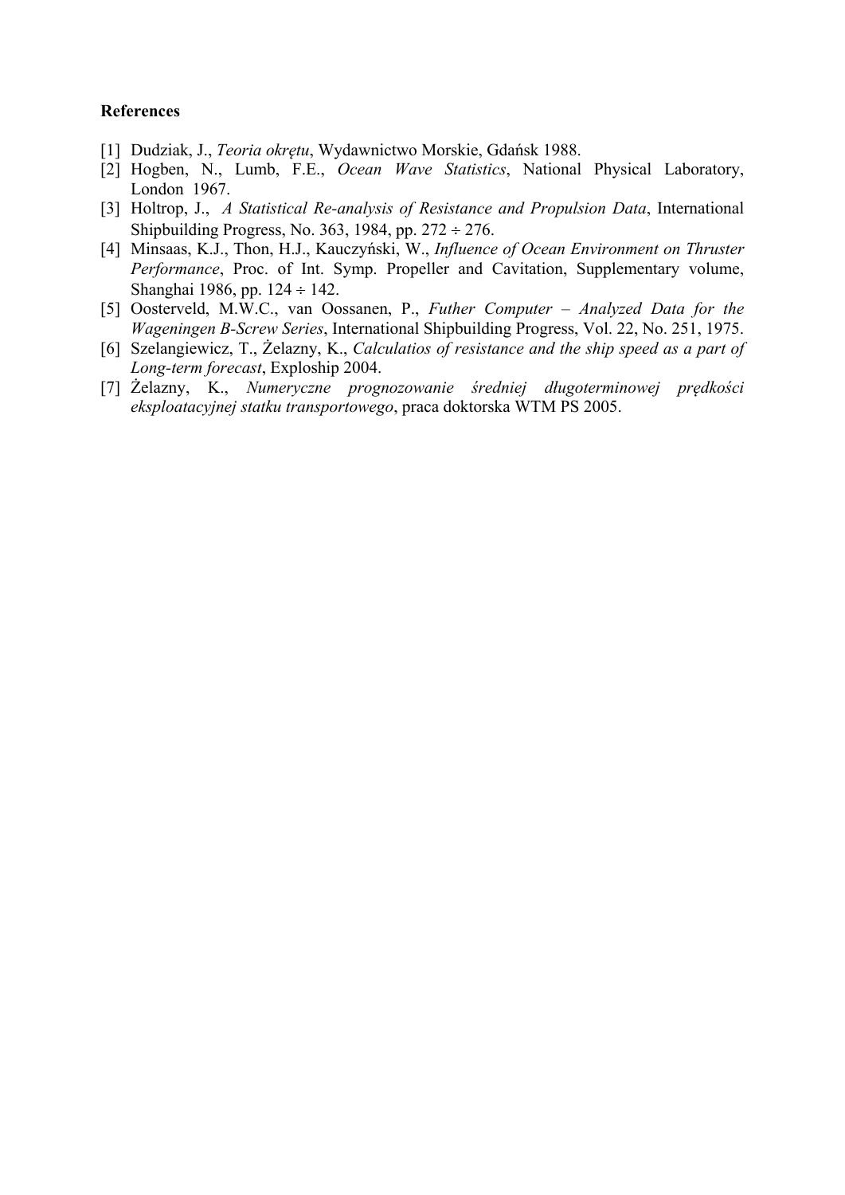**References**

[1] Dudziak, J., *Teoria okrętu*, Wydawnictwo Morskie, Gdańsk 1988.

[2] Hogben, N., Lumb, F.E., *Ocean Wave Statistics*, National Physical Laboratory, London 1967.

[3] Holtrop, J., *A Statistical Re-analysis of Resistance and Propulsion Data*, International Shipbuilding Progress, No. 363, 1984, pp. 272 ÷ 276.

[4] Minsaas, K.J., Thon, H.J., Kauczyński, W., *Influence of Ocean Environment on Thruster Performance*, Proc. of Int. Symp. Propeller and Cavitation, Supplementary volume, Shanghai 1986, pp. 124 ÷ 142.

[5] Oosterveld, M.W.C., van Oossanen, P., *Futher Computer – Analyzed Data for the Wageningen B-Screw Series*, International Shipbuilding Progress, Vol. 22, No. 251, 1975.

[6] Szelangiewicz, T., Żelazny, K., *Calculatios of resistance and the ship speed as a part of Long-term forecast*, Exploship 2004.

[7] Żelazny, K., *Numeryczne prognozowanie średniej długoterminowej prędkości eksploatacyjnej statku transportowego*, praca doktorska WTM PS 2005.